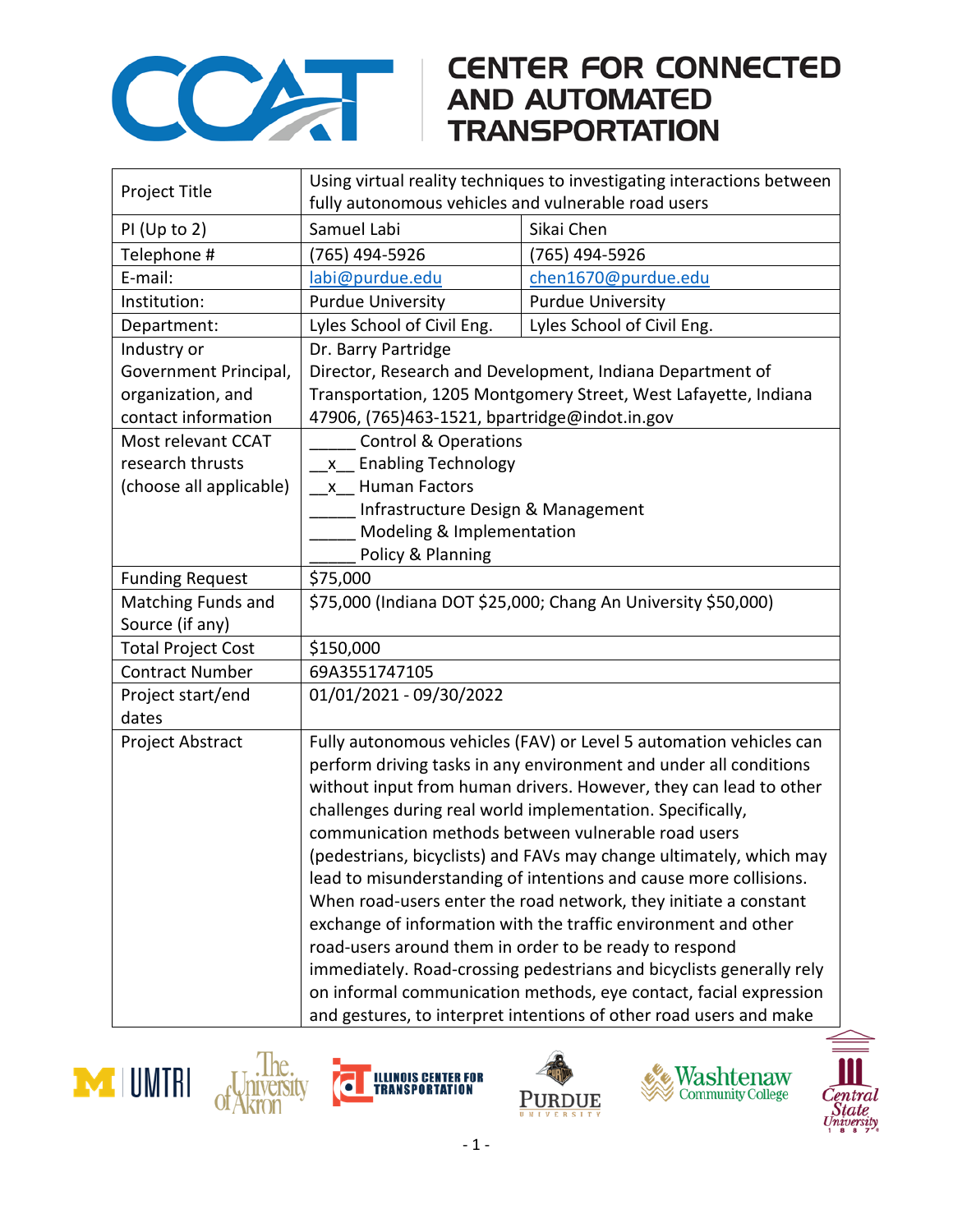# CENTER FOR CONNECTED AND AUTOMATED TRANSPORTATION

| | | |
|---|---|---|
| Project Title | Using virtual reality techniques to investigating interactions between fully autonomous vehicles and vulnerable road users | |
| PI (Up to 2) | Samuel Labi | Sikai Chen |
| Telephone # | (765) 494-5926 | (765) 494-5926 |
| E-mail: | labi@purdue.edu | chen1670@purdue.edu |
| Institution: | Purdue University | Purdue University |
| Department: | Lyles School of Civil Eng. | Lyles School of Civil Eng. |
| Industry or Government Principal, organization, and contact information | Dr. Barry Partridge<br>Director, Research and Development, Indiana Department of Transportation, 1205 Montgomery Street, West Lafayette, Indiana 47906, (765)463-1521, bpartridge@indot.in.gov | |
| Most relevant CCAT research thrusts (choose all applicable) | _____ Control & Operations<br>__x__ Enabling Technology<br>__x__ Human Factors<br>_____ Infrastructure Design & Management<br>_____ Modeling & Implementation<br>_____ Policy & Planning | |
| Funding Request | $75,000 | |
| Matching Funds and Source (if any) | $75,000 (Indiana DOT $25,000; Chang An University $50,000) | |
| Total Project Cost | $150,000 | |
| Contract Number | 69A3551747105 | |
| Project start/end dates | 01/01/2021 - 09/30/2022 | |
| Project Abstract | Fully autonomous vehicles (FAV) or Level 5 automation vehicles can perform driving tasks in any environment and under all conditions without input from human drivers. However, they can lead to other challenges during real world implementation. Specifically, communication methods between vulnerable road users (pedestrians, bicyclists) and FAVs may change ultimately, which may lead to misunderstanding of intentions and cause more collisions. When road-users enter the road network, they initiate a constant exchange of information with the traffic environment and other road-users around them in order to be ready to respond immediately. Road-crossing pedestrians and bicyclists generally rely on informal communication methods, eye contact, facial expression and gestures, to interpret intentions of other road users and make | |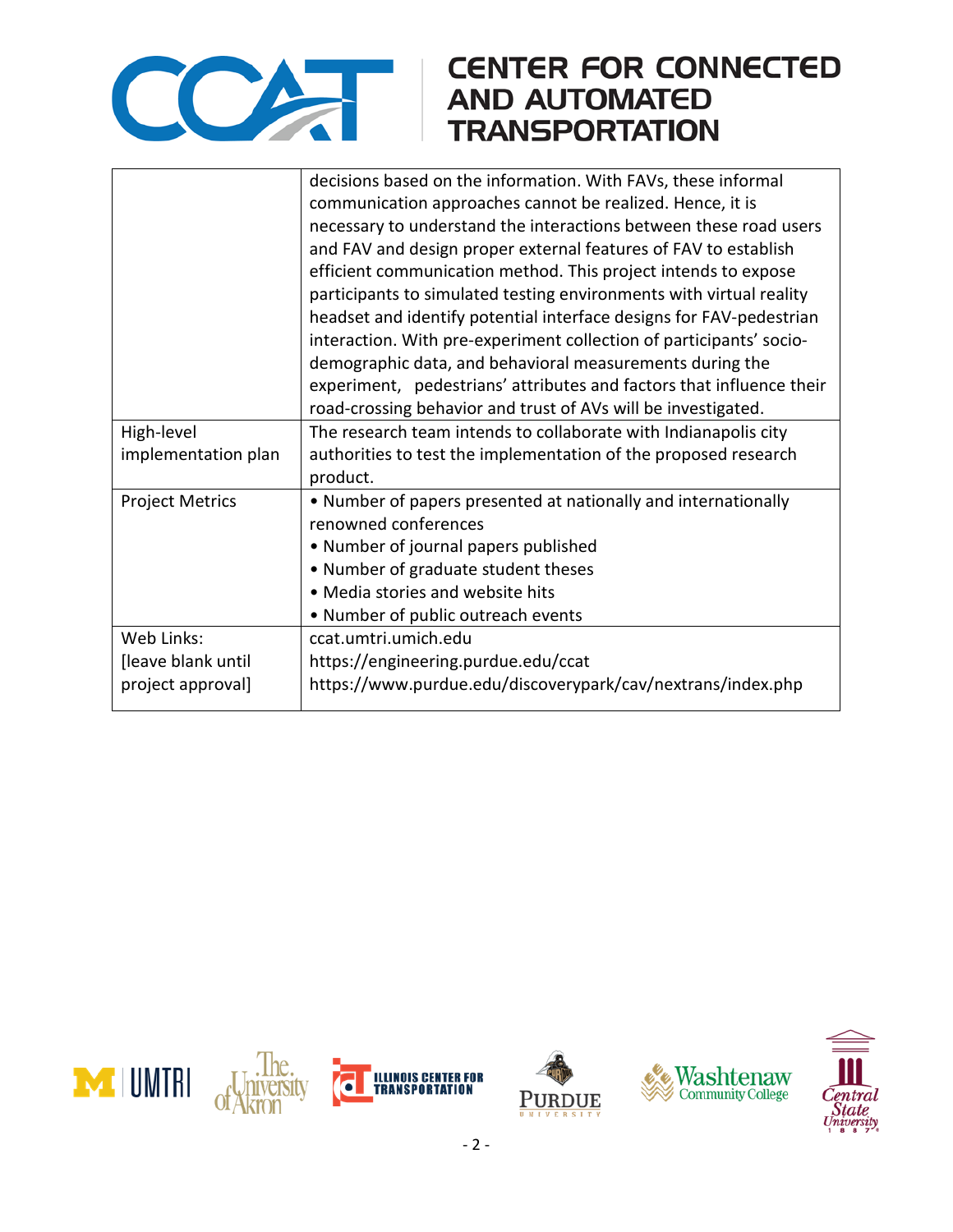| | |
|---|---|
| | decisions based on the information. With FAVs, these informal communication approaches cannot be realized. Hence, it is necessary to understand the interactions between these road users and FAV and design proper external features of FAV to establish efficient communication method. This project intends to expose participants to simulated testing environments with virtual reality headset and identify potential interface designs for FAV-pedestrian interaction. With pre-experiment collection of participants' socio-demographic data, and behavioral measurements during the experiment, pedestrians' attributes and factors that influence their road-crossing behavior and trust of AVs will be investigated. |
| High-level implementation plan | The research team intends to collaborate with Indianapolis city authorities to test the implementation of the proposed research product. |
| Project Metrics | • Number of papers presented at nationally and internationally renowned conferences<br>• Number of journal papers published<br>• Number of graduate student theses<br>• Media stories and website hits<br>• Number of public outreach events |
| Web Links: [leave blank until project approval] | ccat.umtri.umich.edu<br>https://engineering.purdue.edu/ccat<br>https://www.purdue.edu/discoverypark/cav/nextrans/index.php |